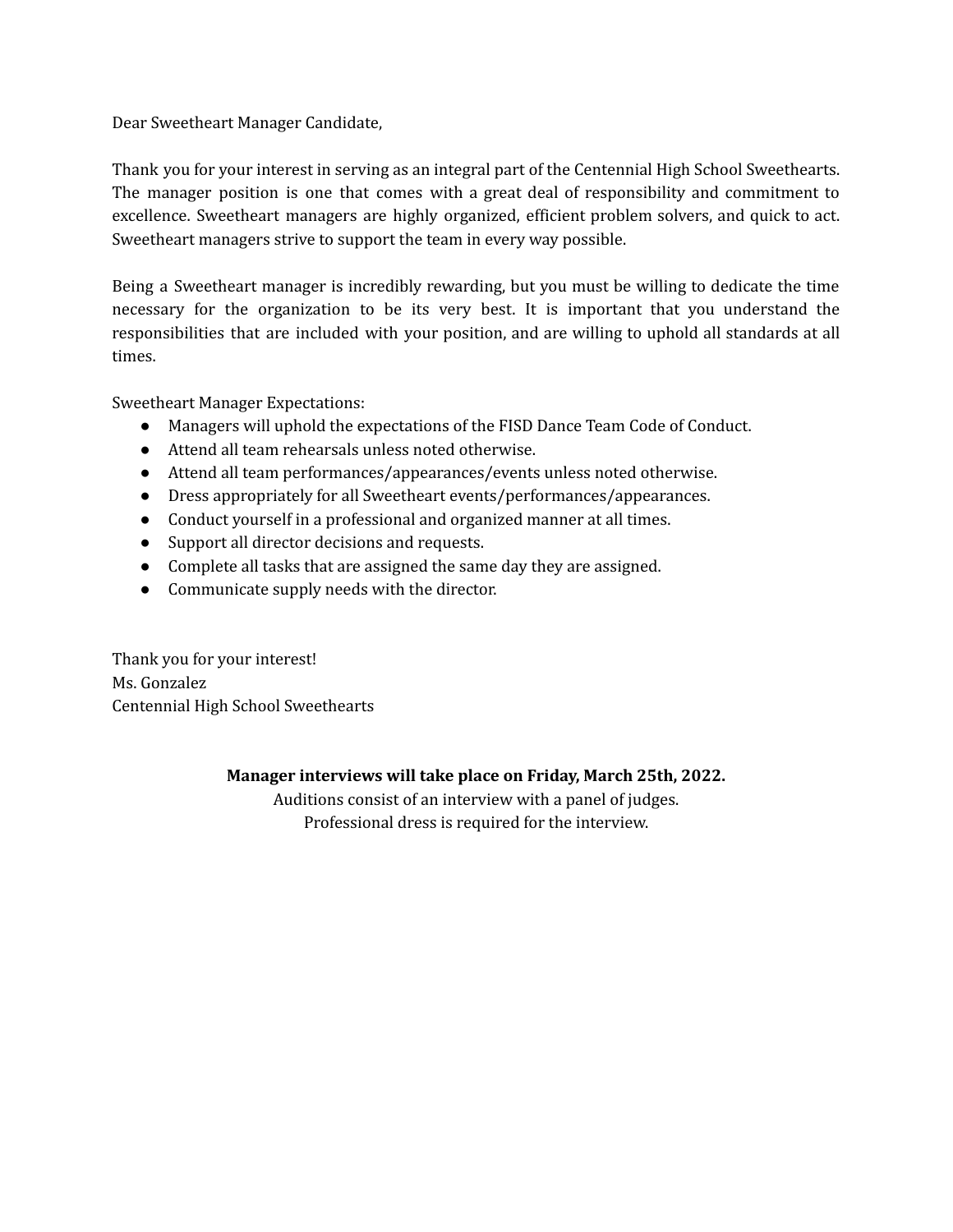Dear Sweetheart Manager Candidate,

Thank you for your interest in serving as an integral part of the Centennial High School Sweethearts. The manager position is one that comes with a great deal of responsibility and commitment to excellence. Sweetheart managers are highly organized, efficient problem solvers, and quick to act. Sweetheart managers strive to support the team in every way possible.

Being a Sweetheart manager is incredibly rewarding, but you must be willing to dedicate the time necessary for the organization to be its very best. It is important that you understand the responsibilities that are included with your position, and are willing to uphold all standards at all times.

Sweetheart Manager Expectations:

- Managers will uphold the expectations of the FISD Dance Team Code of Conduct.
- Attend all team rehearsals unless noted otherwise.
- Attend all team performances/appearances/events unless noted otherwise.
- Dress appropriately for all Sweetheart events/performances/appearances.
- Conduct yourself in a professional and organized manner at all times.
- Support all director decisions and requests.
- Complete all tasks that are assigned the same day they are assigned.
- Communicate supply needs with the director.

Thank you for your interest!
Ms. Gonzalez
Centennial High School Sweethearts

**Manager interviews will take place on Friday, March 25th, 2022.**
Auditions consist of an interview with a panel of judges.
Professional dress is required for the interview.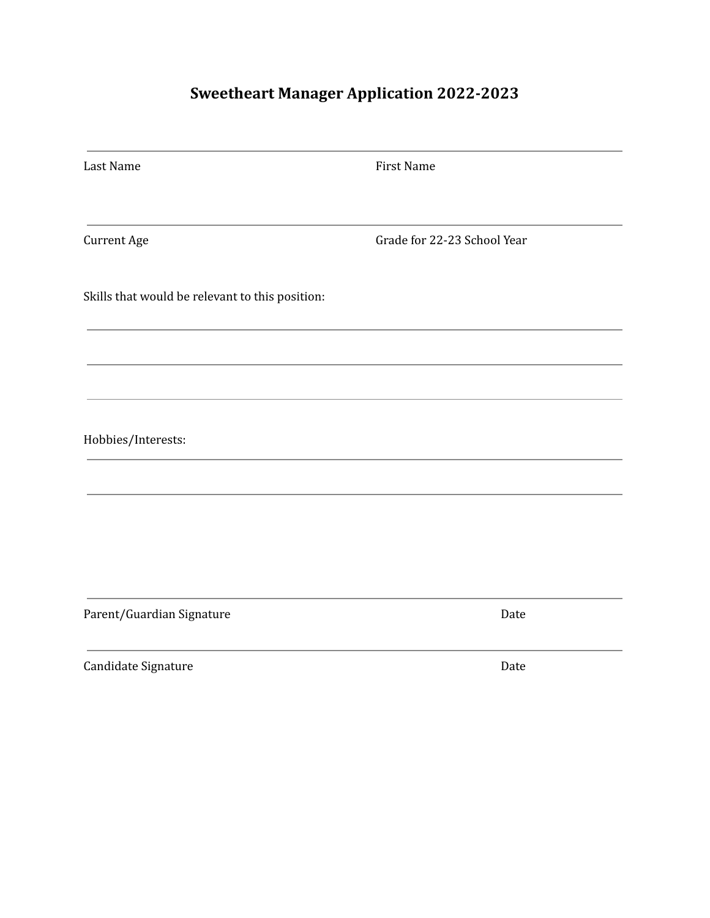# Sweetheart Manager Application 2022-2023

Last Name

First Name

Current Age

Grade for 22-23 School Year

Skills that would be relevant to this position:

Hobbies/Interests:

Parent/Guardian Signature

Date

Candidate Signature

Date